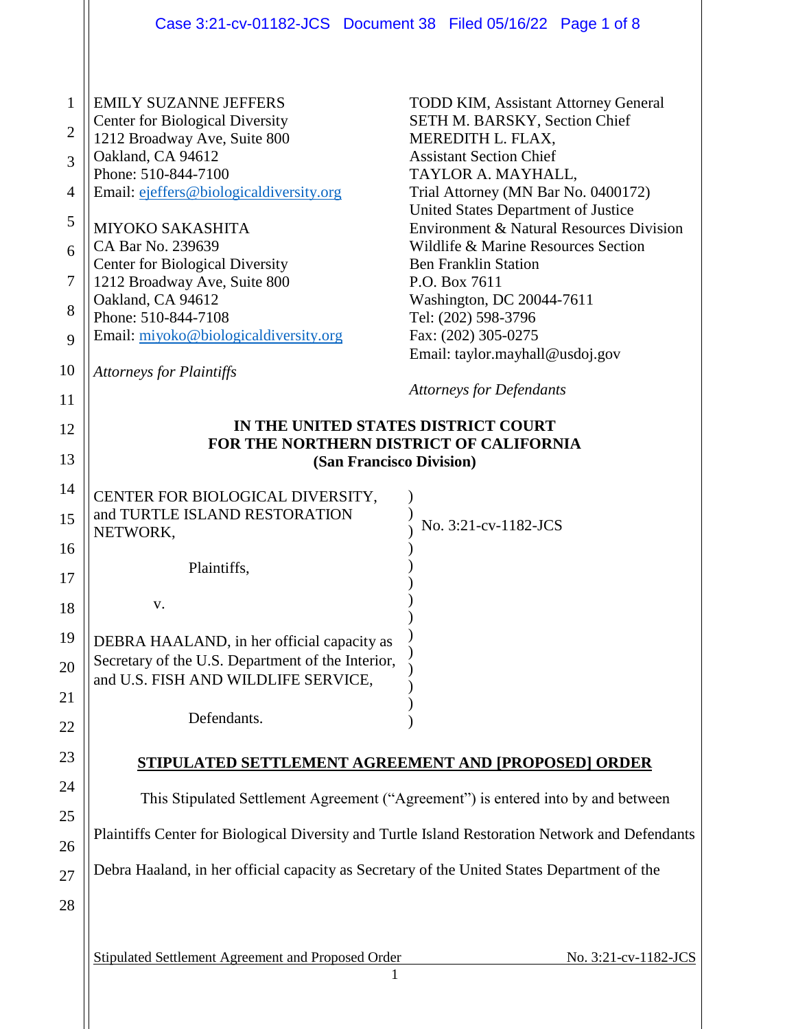EMILY SUZANNE JEFFERS
Center for Biological Diversity
1212 Broadway Ave, Suite 800
Oakland, CA 94612
Phone: 510-844-7100
Email: ejeffers@biologicaldiversity.org

MIYOKO SAKASHITA
CA Bar No. 239639
Center for Biological Diversity
1212 Broadway Ave, Suite 800
Oakland, CA 94612
Phone: 510-844-7108
Email: miyoko@biologicaldiversity.org

*Attorneys for Plaintiffs*

TODD KIM, Assistant Attorney General
SETH M. BARSKY, Section Chief
MEREDITH L. FLAX,
Assistant Section Chief
TAYLOR A. MAYHALL,
Trial Attorney (MN Bar No. 0400172)
United States Department of Justice
Environment & Natural Resources Division
Wildlife & Marine Resources Section
Ben Franklin Station
P.O. Box 7611
Washington, DC 20044-7611
Tel: (202) 598-3796
Fax: (202) 305-0275
Email: taylor.mayhall@usdoj.gov

*Attorneys for Defendants*

**IN THE UNITED STATES DISTRICT COURT**
**FOR THE NORTHERN DISTRICT OF CALIFORNIA**
**(San Francisco Division)**

CENTER FOR BIOLOGICAL DIVERSITY, and TURTLE ISLAND RESTORATION NETWORK,

Plaintiffs,

v.

DEBRA HAALAND, in her official capacity as Secretary of the U.S. Department of the Interior, and U.S. FISH AND WILDLIFE SERVICE,

Defendants.

No. 3:21-cv-1182-JCS

**STIPULATED SETTLEMENT AGREEMENT AND [PROPOSED] ORDER**

This Stipulated Settlement Agreement ("Agreement") is entered into by and between Plaintiffs Center for Biological Diversity and Turtle Island Restoration Network and Defendants Debra Haaland, in her official capacity as Secretary of the United States Department of the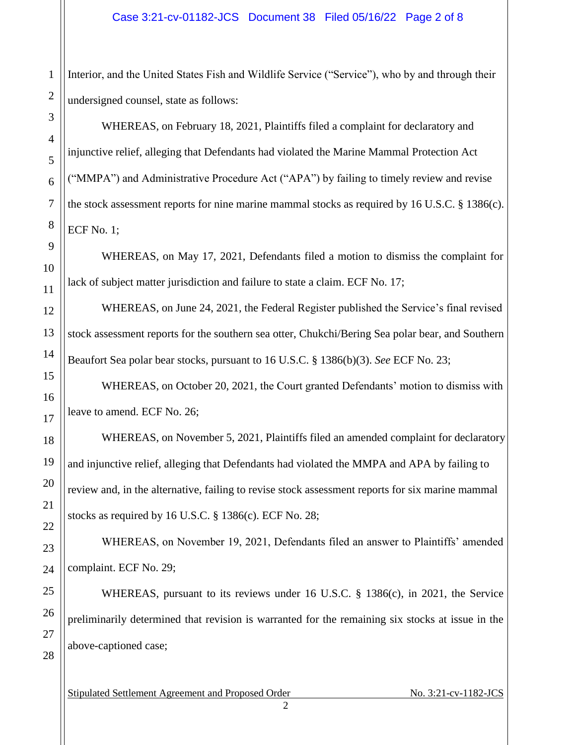Interior, and the United States Fish and Wildlife Service ("Service"), who by and through their undersigned counsel, state as follows:

WHEREAS, on February 18, 2021, Plaintiffs filed a complaint for declaratory and injunctive relief, alleging that Defendants had violated the Marine Mammal Protection Act ("MMPA") and Administrative Procedure Act ("APA") by failing to timely review and revise the stock assessment reports for nine marine mammal stocks as required by 16 U.S.C. § 1386(c). ECF No. 1;

WHEREAS, on May 17, 2021, Defendants filed a motion to dismiss the complaint for lack of subject matter jurisdiction and failure to state a claim. ECF No. 17;

WHEREAS, on June 24, 2021, the Federal Register published the Service's final revised stock assessment reports for the southern sea otter, Chukchi/Bering Sea polar bear, and Southern Beaufort Sea polar bear stocks, pursuant to 16 U.S.C. § 1386(b)(3). *See* ECF No. 23;

WHEREAS, on October 20, 2021, the Court granted Defendants' motion to dismiss with leave to amend. ECF No. 26;

WHEREAS, on November 5, 2021, Plaintiffs filed an amended complaint for declaratory and injunctive relief, alleging that Defendants had violated the MMPA and APA by failing to review and, in the alternative, failing to revise stock assessment reports for six marine mammal stocks as required by 16 U.S.C. § 1386(c). ECF No. 28;

WHEREAS, on November 19, 2021, Defendants filed an answer to Plaintiffs' amended complaint. ECF No. 29;

WHEREAS, pursuant to its reviews under 16 U.S.C. § 1386(c), in 2021, the Service preliminarily determined that revision is warranted for the remaining six stocks at issue in the above-captioned case;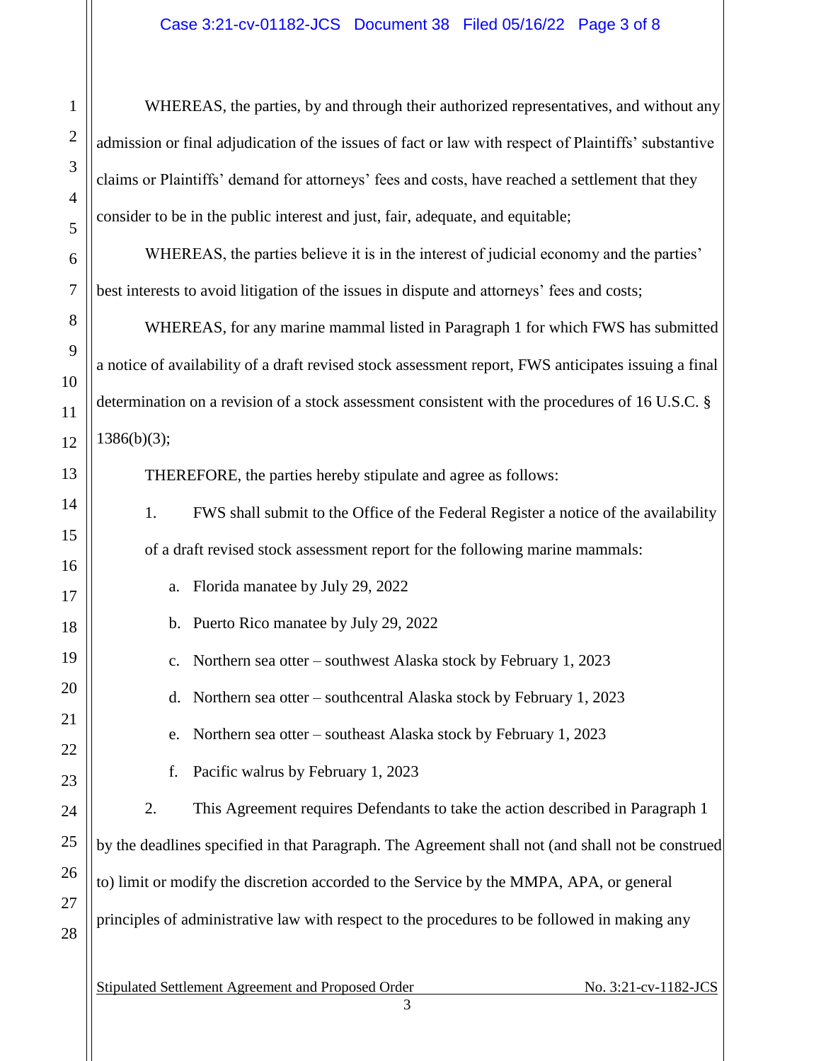WHEREAS, the parties, by and through their authorized representatives, and without any admission or final adjudication of the issues of fact or law with respect of Plaintiffs' substantive claims or Plaintiffs' demand for attorneys' fees and costs, have reached a settlement that they consider to be in the public interest and just, fair, adequate, and equitable;

WHEREAS, the parties believe it is in the interest of judicial economy and the parties' best interests to avoid litigation of the issues in dispute and attorneys' fees and costs;

WHEREAS, for any marine mammal listed in Paragraph 1 for which FWS has submitted a notice of availability of a draft revised stock assessment report, FWS anticipates issuing a final determination on a revision of a stock assessment consistent with the procedures of 16 U.S.C. § 1386(b)(3);

THEREFORE, the parties hereby stipulate and agree as follows:

1. FWS shall submit to the Office of the Federal Register a notice of the availability of a draft revised stock assessment report for the following marine mammals:

   a. Florida manatee by July 29, 2022

   b. Puerto Rico manatee by July 29, 2022

   c. Northern sea otter – southwest Alaska stock by February 1, 2023

   d. Northern sea otter – southcentral Alaska stock by February 1, 2023

   e. Northern sea otter – southeast Alaska stock by February 1, 2023

   f. Pacific walrus by February 1, 2023

2. This Agreement requires Defendants to take the action described in Paragraph 1 by the deadlines specified in that Paragraph. The Agreement shall not (and shall not be construed to) limit or modify the discretion accorded to the Service by the MMPA, APA, or general principles of administrative law with respect to the procedures to be followed in making any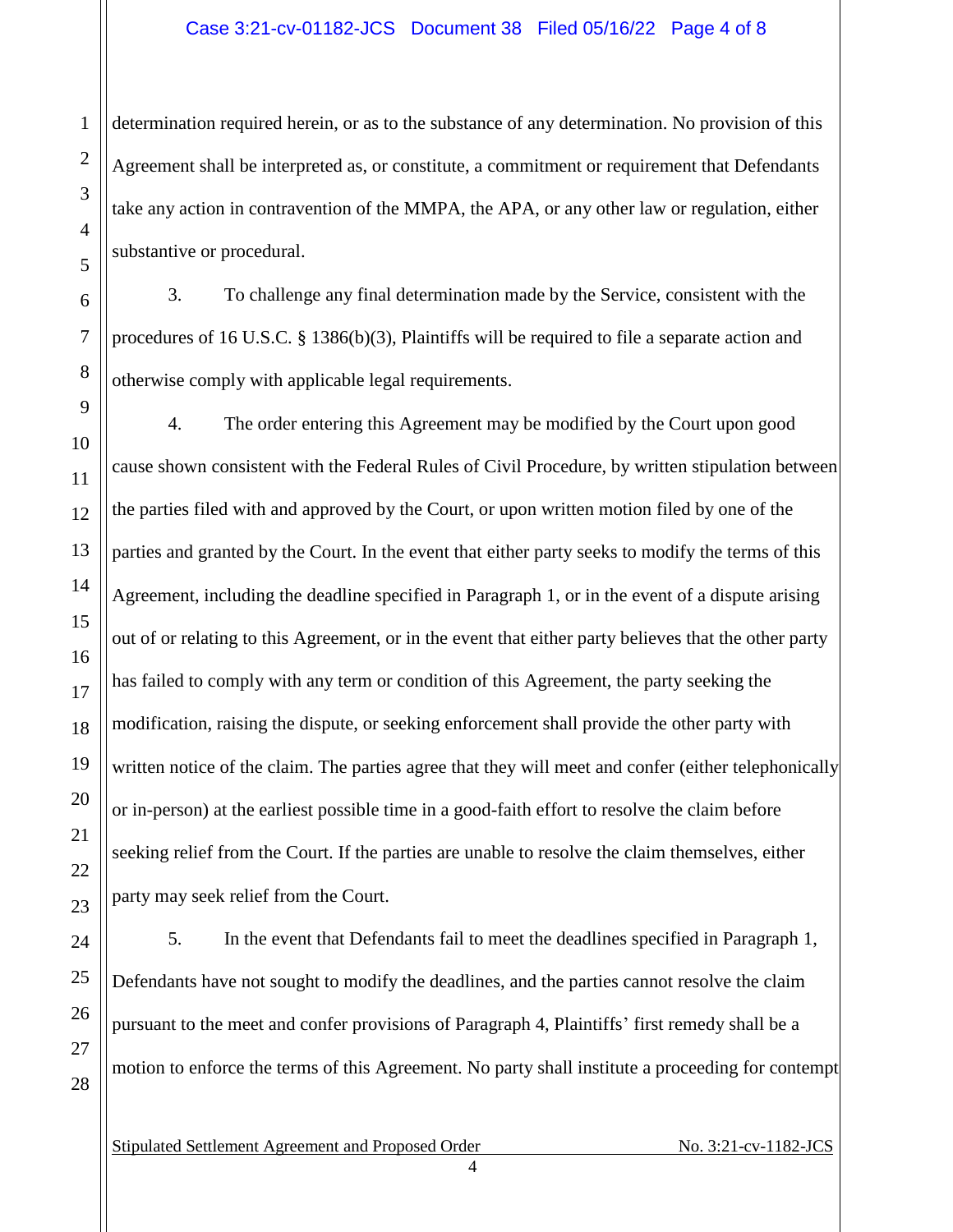determination required herein, or as to the substance of any determination. No provision of this Agreement shall be interpreted as, or constitute, a commitment or requirement that Defendants take any action in contravention of the MMPA, the APA, or any other law or regulation, either substantive or procedural.

3. To challenge any final determination made by the Service, consistent with the procedures of 16 U.S.C. § 1386(b)(3), Plaintiffs will be required to file a separate action and otherwise comply with applicable legal requirements.

4. The order entering this Agreement may be modified by the Court upon good cause shown consistent with the Federal Rules of Civil Procedure, by written stipulation between the parties filed with and approved by the Court, or upon written motion filed by one of the parties and granted by the Court. In the event that either party seeks to modify the terms of this Agreement, including the deadline specified in Paragraph 1, or in the event of a dispute arising out of or relating to this Agreement, or in the event that either party believes that the other party has failed to comply with any term or condition of this Agreement, the party seeking the modification, raising the dispute, or seeking enforcement shall provide the other party with written notice of the claim. The parties agree that they will meet and confer (either telephonically or in-person) at the earliest possible time in a good-faith effort to resolve the claim before seeking relief from the Court. If the parties are unable to resolve the claim themselves, either party may seek relief from the Court.

5. In the event that Defendants fail to meet the deadlines specified in Paragraph 1, Defendants have not sought to modify the deadlines, and the parties cannot resolve the claim pursuant to the meet and confer provisions of Paragraph 4, Plaintiffs' first remedy shall be a motion to enforce the terms of this Agreement. No party shall institute a proceeding for contempt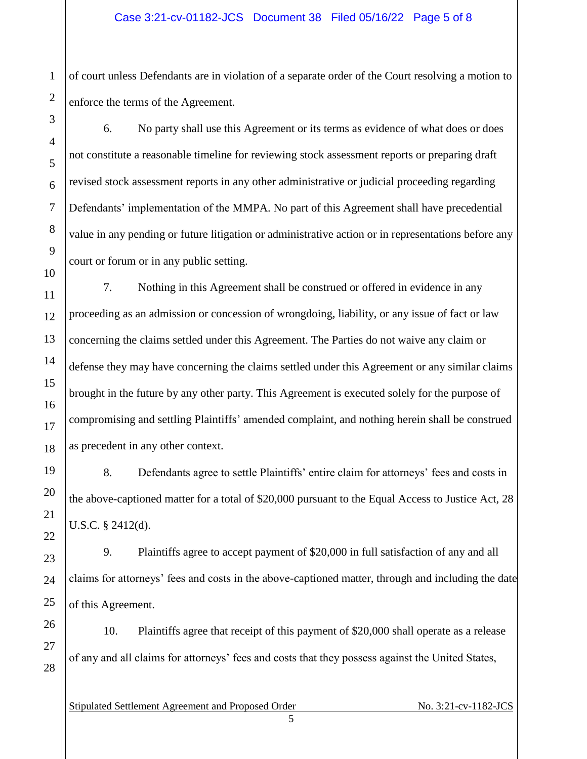of court unless Defendants are in violation of a separate order of the Court resolving a motion to enforce the terms of the Agreement.

6. No party shall use this Agreement or its terms as evidence of what does or does not constitute a reasonable timeline for reviewing stock assessment reports or preparing draft revised stock assessment reports in any other administrative or judicial proceeding regarding Defendants' implementation of the MMPA. No part of this Agreement shall have precedential value in any pending or future litigation or administrative action or in representations before any court or forum or in any public setting.

7. Nothing in this Agreement shall be construed or offered in evidence in any proceeding as an admission or concession of wrongdoing, liability, or any issue of fact or law concerning the claims settled under this Agreement. The Parties do not waive any claim or defense they may have concerning the claims settled under this Agreement or any similar claims brought in the future by any other party. This Agreement is executed solely for the purpose of compromising and settling Plaintiffs' amended complaint, and nothing herein shall be construed as precedent in any other context.

8. Defendants agree to settle Plaintiffs' entire claim for attorneys' fees and costs in the above-captioned matter for a total of $20,000 pursuant to the Equal Access to Justice Act, 28 U.S.C. § 2412(d).

9. Plaintiffs agree to accept payment of $20,000 in full satisfaction of any and all claims for attorneys' fees and costs in the above-captioned matter, through and including the date of this Agreement.

10. Plaintiffs agree that receipt of this payment of $20,000 shall operate as a release of any and all claims for attorneys' fees and costs that they possess against the United States,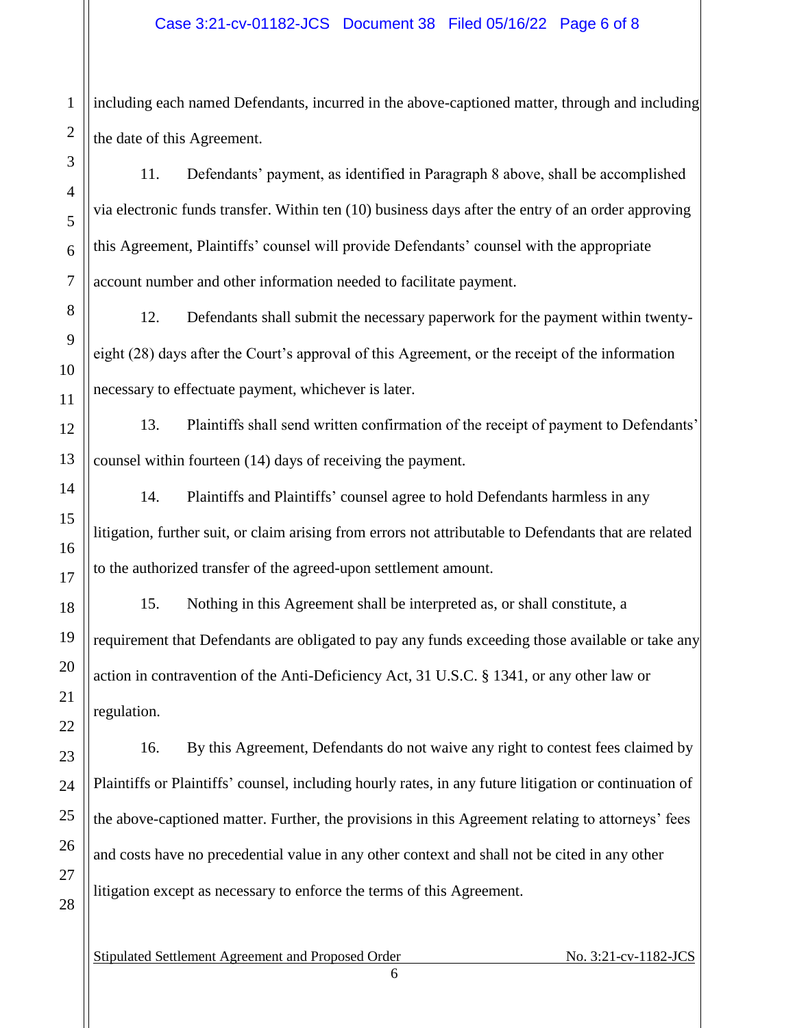including each named Defendants, incurred in the above-captioned matter, through and including the date of this Agreement.

11. Defendants' payment, as identified in Paragraph 8 above, shall be accomplished via electronic funds transfer. Within ten (10) business days after the entry of an order approving this Agreement, Plaintiffs' counsel will provide Defendants' counsel with the appropriate account number and other information needed to facilitate payment.

12. Defendants shall submit the necessary paperwork for the payment within twenty-eight (28) days after the Court's approval of this Agreement, or the receipt of the information necessary to effectuate payment, whichever is later.

13. Plaintiffs shall send written confirmation of the receipt of payment to Defendants' counsel within fourteen (14) days of receiving the payment.

14. Plaintiffs and Plaintiffs' counsel agree to hold Defendants harmless in any litigation, further suit, or claim arising from errors not attributable to Defendants that are related to the authorized transfer of the agreed-upon settlement amount.

15. Nothing in this Agreement shall be interpreted as, or shall constitute, a requirement that Defendants are obligated to pay any funds exceeding those available or take any action in contravention of the Anti-Deficiency Act, 31 U.S.C. § 1341, or any other law or regulation.

16. By this Agreement, Defendants do not waive any right to contest fees claimed by Plaintiffs or Plaintiffs' counsel, including hourly rates, in any future litigation or continuation of the above-captioned matter. Further, the provisions in this Agreement relating to attorneys' fees and costs have no precedential value in any other context and shall not be cited in any other litigation except as necessary to enforce the terms of this Agreement.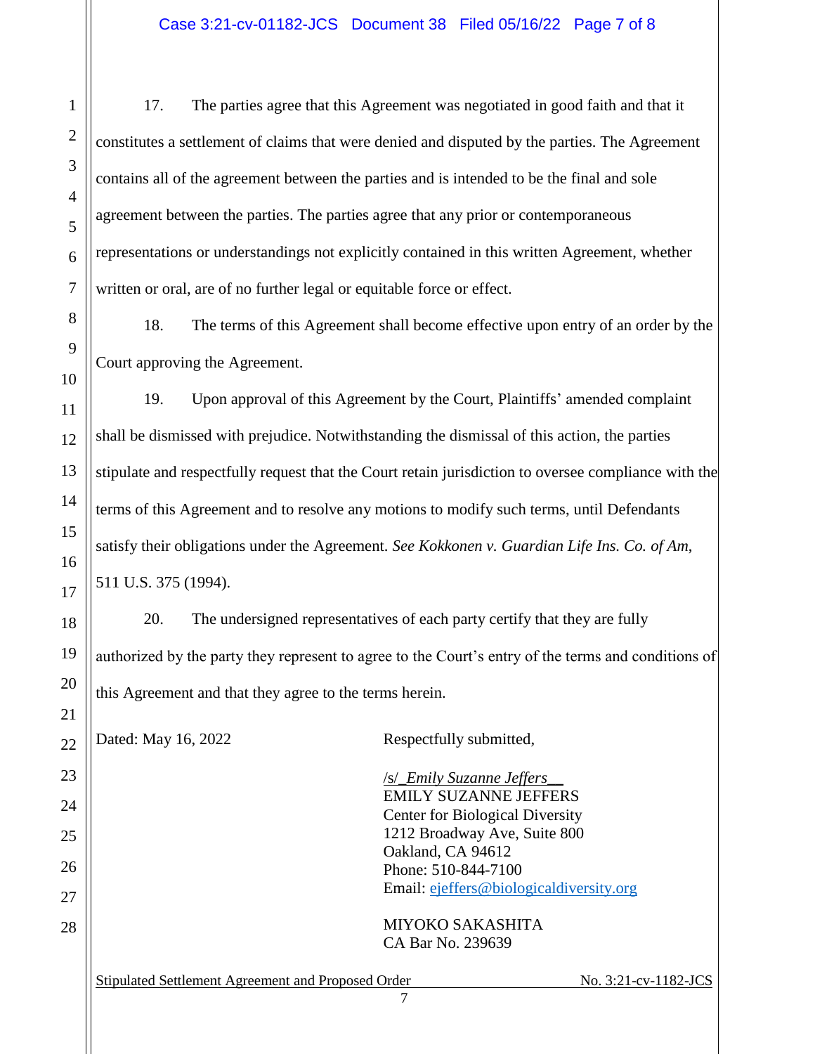17. The parties agree that this Agreement was negotiated in good faith and that it constitutes a settlement of claims that were denied and disputed by the parties. The Agreement contains all of the agreement between the parties and is intended to be the final and sole agreement between the parties. The parties agree that any prior or contemporaneous representations or understandings not explicitly contained in this written Agreement, whether written or oral, are of no further legal or equitable force or effect.

18. The terms of this Agreement shall become effective upon entry of an order by the Court approving the Agreement.

19. Upon approval of this Agreement by the Court, Plaintiffs' amended complaint shall be dismissed with prejudice. Notwithstanding the dismissal of this action, the parties stipulate and respectfully request that the Court retain jurisdiction to oversee compliance with the terms of this Agreement and to resolve any motions to modify such terms, until Defendants satisfy their obligations under the Agreement. *See Kokkonen v. Guardian Life Ins. Co. of Am*, 511 U.S. 375 (1994).

20. The undersigned representatives of each party certify that they are fully authorized by the party they represent to agree to the Court's entry of the terms and conditions of this Agreement and that they agree to the terms herein.

Dated: May 16, 2022

Respectfully submitted,

/s/ *Emily Suzanne Jeffers*
EMILY SUZANNE JEFFERS
Center for Biological Diversity
1212 Broadway Ave, Suite 800
Oakland, CA 94612
Phone: 510-844-7100
Email: ejeffers@biologicaldiversity.org

MIYOKO SAKASHITA
CA Bar No. 239639

Stipulated Settlement Agreement and Proposed Order No. 3:21-cv-1182-JCS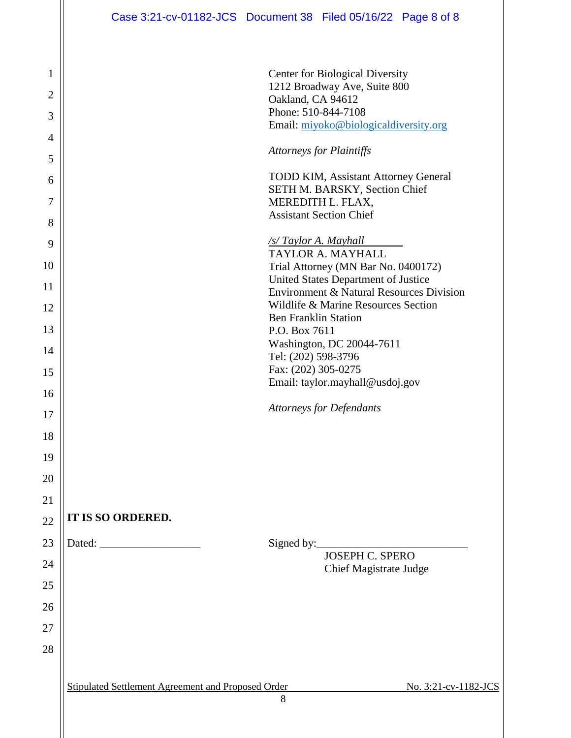Center for Biological Diversity
1212 Broadway Ave, Suite 800
Oakland, CA 94612
Phone: 510-844-7108
Email: miyoko@biologicaldiversity.org

*Attorneys for Plaintiffs*

TODD KIM, Assistant Attorney General
SETH M. BARSKY, Section Chief
MEREDITH L. FLAX,
Assistant Section Chief

*/s/ Taylor A. Mayhall*
TAYLOR A. MAYHALL
Trial Attorney (MN Bar No. 0400172)
United States Department of Justice
Environment & Natural Resources Division
Wildlife & Marine Resources Section
Ben Franklin Station
P.O. Box 7611
Washington, DC 20044-7611
Tel: (202) 598-3796
Fax: (202) 305-0275
Email: taylor.mayhall@usdoj.gov

*Attorneys for Defendants*

**IT IS SO ORDERED.**

Dated: ___________________

Signed by:___________________________
JOSEPH C. SPERO
Chief Magistrate Judge